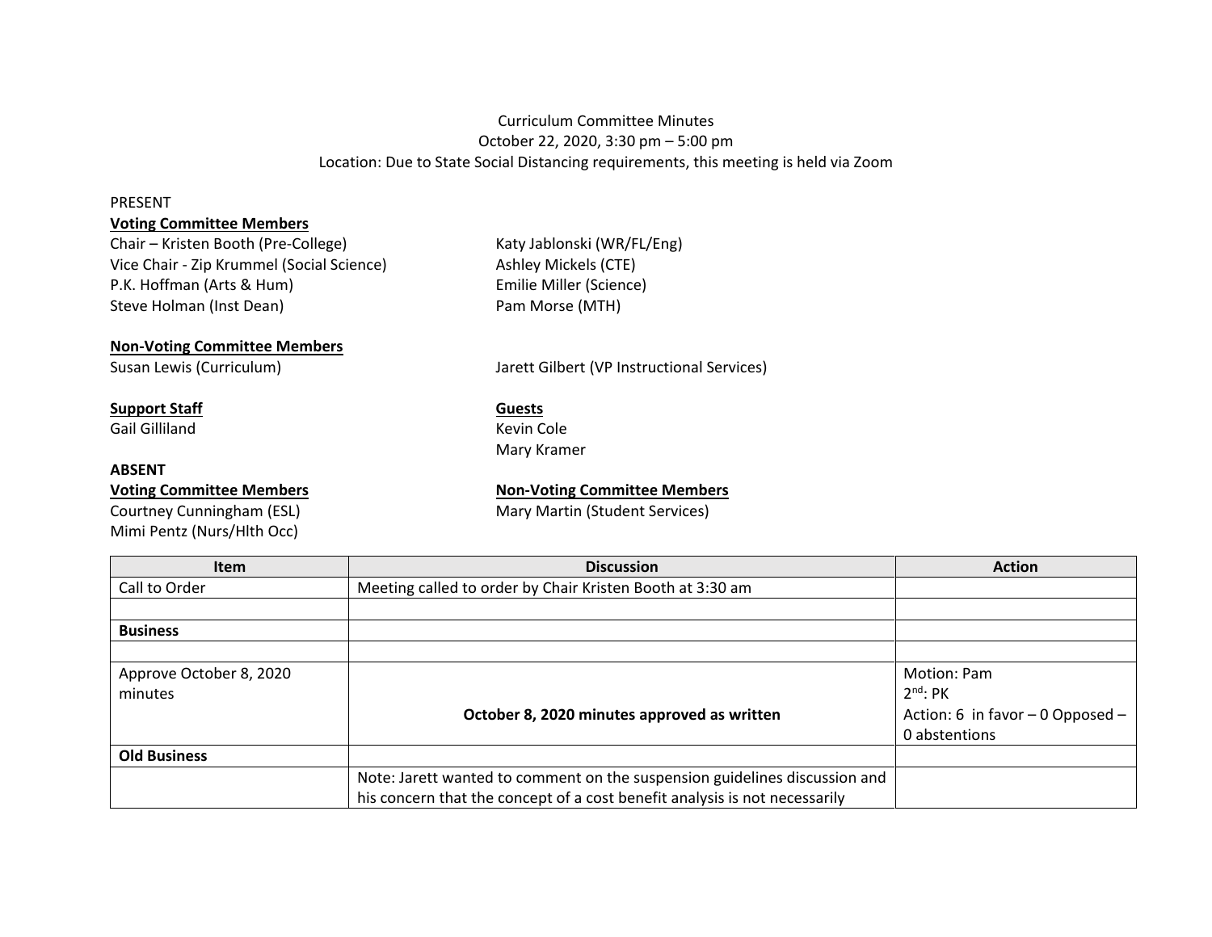Curriculum Committee Minutes
October 22, 2020, 3:30 pm – 5:00 pm
Location: Due to State Social Distancing requirements, this meeting is held via Zoom

PRESENT

**Voting Committee Members**

Chair – Kristen Booth (Pre-College)
Vice Chair - Zip Krummel (Social Science)
P.K. Hoffman (Arts & Hum)
Steve Holman (Inst Dean)
Katy Jablonski (WR/FL/Eng)
Ashley Mickels (CTE)
Emilie Miller (Science)
Pam Morse (MTH)

**Non-Voting Committee Members**

Susan Lewis (Curriculum)
Jarett Gilbert (VP Instructional Services)

**Support Staff**

Gail Gilliland

**Guests**

Kevin Cole
Mary Kramer

**ABSENT**

**Voting Committee Members**

Courtney Cunningham (ESL)
Mimi Pentz (Nurs/Hlth Occ)

**Non-Voting Committee Members**

Mary Martin (Student Services)

| Item | Discussion | Action |
|---|---|---|
| Call to Order | Meeting called to order by Chair Kristen Booth at 3:30 am | |
| | | |
| **Business** | | |
| | | |
| Approve October 8, 2020 minutes | **October 8, 2020 minutes approved as written** | Motion: Pam<br>2nd: PK<br>Action: 6 in favor – 0 Opposed – 0 abstentions |
| **Old Business** | | |
| | Note: Jarett wanted to comment on the suspension guidelines discussion and his concern that the concept of a cost benefit analysis is not necessarily | |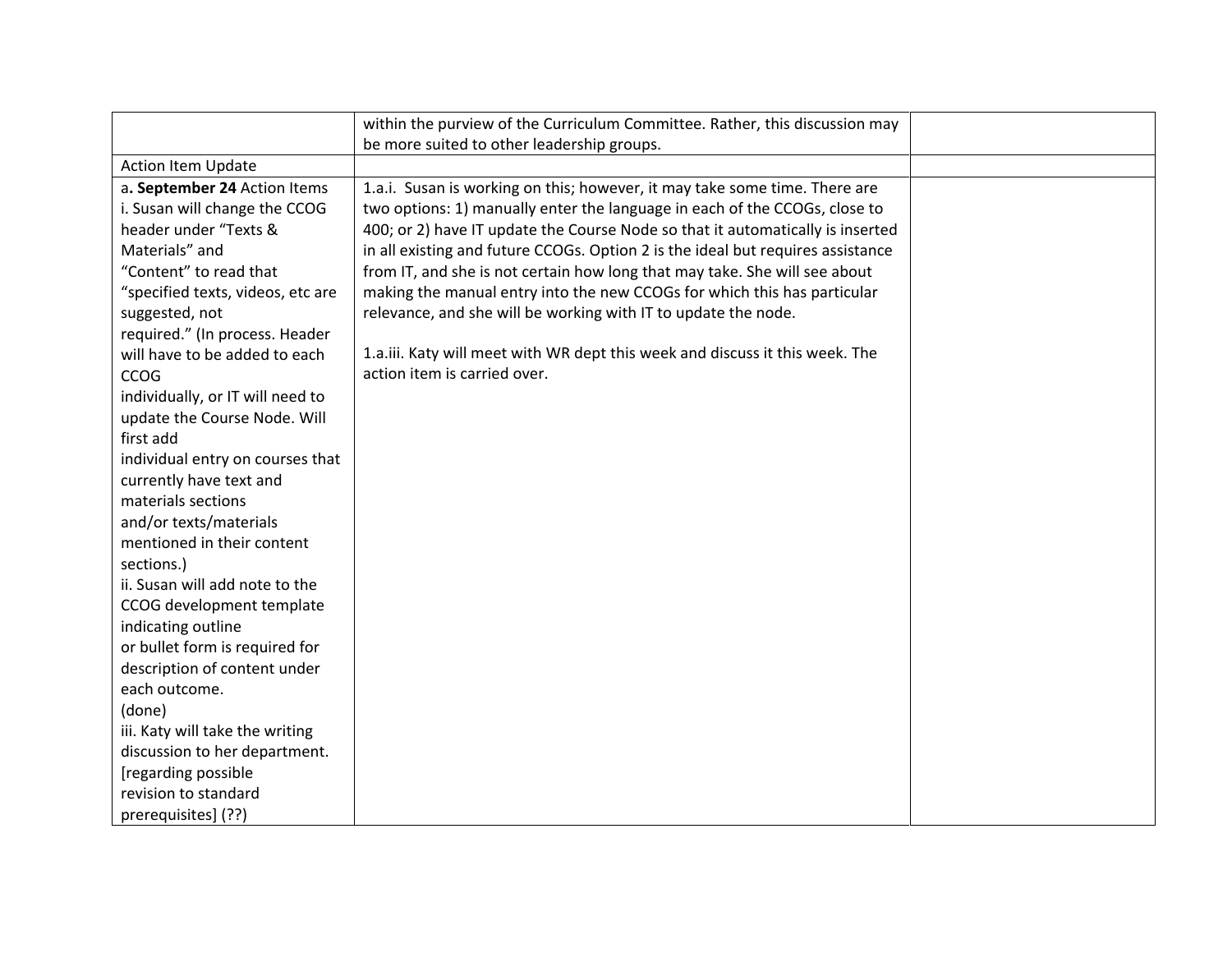| | | |
|---|---|---|
| | within the purview of the Curriculum Committee. Rather, this discussion may be more suited to other leadership groups. | |
| Action Item Update | | |
| a**. September 24** Action Items<br>i. Susan will change the CCOG header under "Texts & Materials" and "Content" to read that "specified texts, videos, etc are suggested, not required." (In process. Header will have to be added to each CCOG individually, or IT will need to update the Course Node. Will first add individual entry on courses that currently have text and materials sections and/or texts/materials mentioned in their content sections.)<br>ii. Susan will add note to the CCOG development template indicating outline or bullet form is required for description of content under each outcome. (done)<br>iii. Katy will take the writing discussion to her department. [regarding possible revision to standard prerequisites] (??) | 1.a.i. Susan is working on this; however, it may take some time. There are two options: 1) manually enter the language in each of the CCOGs, close to 400; or 2) have IT update the Course Node so that it automatically is inserted in all existing and future CCOGs. Option 2 is the ideal but requires assistance from IT, and she is not certain how long that may take. She will see about making the manual entry into the new CCOGs for which this has particular relevance, and she will be working with IT to update the node.<br><br>1.a.iii. Katy will meet with WR dept this week and discuss it this week. The action item is carried over. | |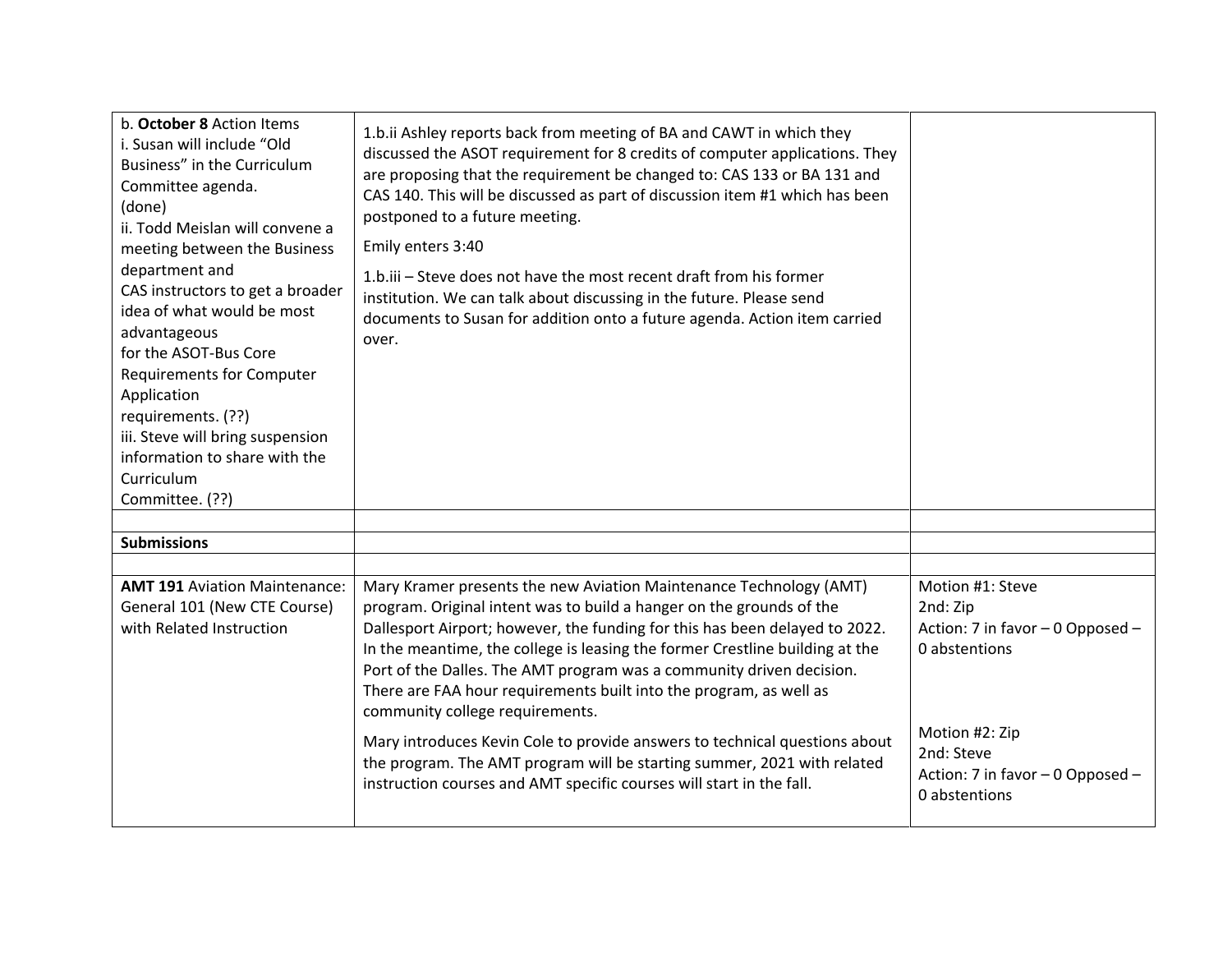| | | |
|---|---|---|
| b. **October 8** Action Items<br>i. Susan will include "Old Business" in the Curriculum Committee agenda.<br>(done)<br>ii. Todd Meislan will convene a meeting between the Business department and<br>CAS instructors to get a broader idea of what would be most advantageous<br>for the ASOT-Bus Core Requirements for Computer Application<br>requirements. (??)<br>iii. Steve will bring suspension information to share with the Curriculum<br>Committee. (??) | 1.b.ii Ashley reports back from meeting of BA and CAWT in which they discussed the ASOT requirement for 8 credits of computer applications. They are proposing that the requirement be changed to: CAS 133 or BA 131 and CAS 140. This will be discussed as part of discussion item #1 which has been postponed to a future meeting.<br><br>Emily enters 3:40<br><br>1.b.iii – Steve does not have the most recent draft from his former institution. We can talk about discussing in the future. Please send documents to Susan for addition onto a future agenda. Action item carried over. | |
| | | |
| **Submissions** | | |
| | | |
| **AMT 191** Aviation Maintenance: General 101 (New CTE Course) with Related Instruction | Mary Kramer presents the new Aviation Maintenance Technology (AMT) program. Original intent was to build a hanger on the grounds of the Dallesport Airport; however, the funding for this has been delayed to 2022. In the meantime, the college is leasing the former Crestline building at the Port of the Dalles. The AMT program was a community driven decision. There are FAA hour requirements built into the program, as well as community college requirements.<br><br>Mary introduces Kevin Cole to provide answers to technical questions about the program. The AMT program will be starting summer, 2021 with related instruction courses and AMT specific courses will start in the fall. | Motion #1: Steve<br>2nd: Zip<br>Action: 7 in favor – 0 Opposed – 0 abstentions<br><br>Motion #2: Zip<br>2nd: Steve<br>Action: 7 in favor – 0 Opposed – 0 abstentions |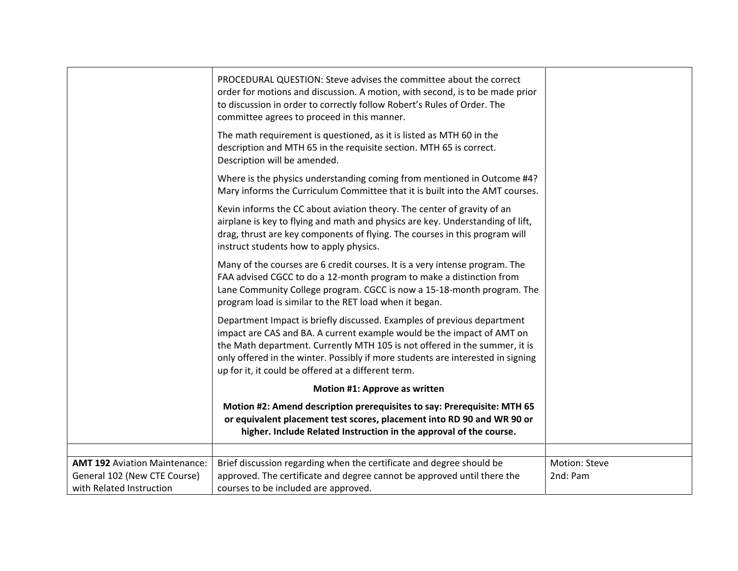| | | |
|---|---|---|
| | PROCEDURAL QUESTION: Steve advises the committee about the correct order for motions and discussion. A motion, with second, is to be made prior to discussion in order to correctly follow Robert's Rules of Order. The committee agrees to proceed in this manner.<br><br>The math requirement is questioned, as it is listed as MTH 60 in the description and MTH 65 in the requisite section. MTH 65 is correct. Description will be amended.<br><br>Where is the physics understanding coming from mentioned in Outcome #4? Mary informs the Curriculum Committee that it is built into the AMT courses.<br><br>Kevin informs the CC about aviation theory. The center of gravity of an airplane is key to flying and math and physics are key. Understanding of lift, drag, thrust are key components of flying. The courses in this program will instruct students how to apply physics.<br><br>Many of the courses are 6 credit courses. It is a very intense program. The FAA advised CGCC to do a 12-month program to make a distinction from Lane Community College program. CGCC is now a 15-18-month program. The program load is similar to the RET load when it began.<br><br>Department Impact is briefly discussed. Examples of previous department impact are CAS and BA. A current example would be the impact of AMT on the Math department. Currently MTH 105 is not offered in the summer, it is only offered in the winter. Possibly if more students are interested in signing up for it, it could be offered at a different term.<br><br>**Motion #1: Approve as written**<br><br>**Motion #2: Amend description prerequisites to say: Prerequisite: MTH 65 or equivalent placement test scores, placement into RD 90 and WR 90 or higher. Include Related Instruction in the approval of the course.** | |
| | | |
| **AMT 192** Aviation Maintenance: General 102 (New CTE Course) with Related Instruction | Brief discussion regarding when the certificate and degree should be approved. The certificate and degree cannot be approved until there the courses to be included are approved. | Motion: Steve<br>2nd: Pam |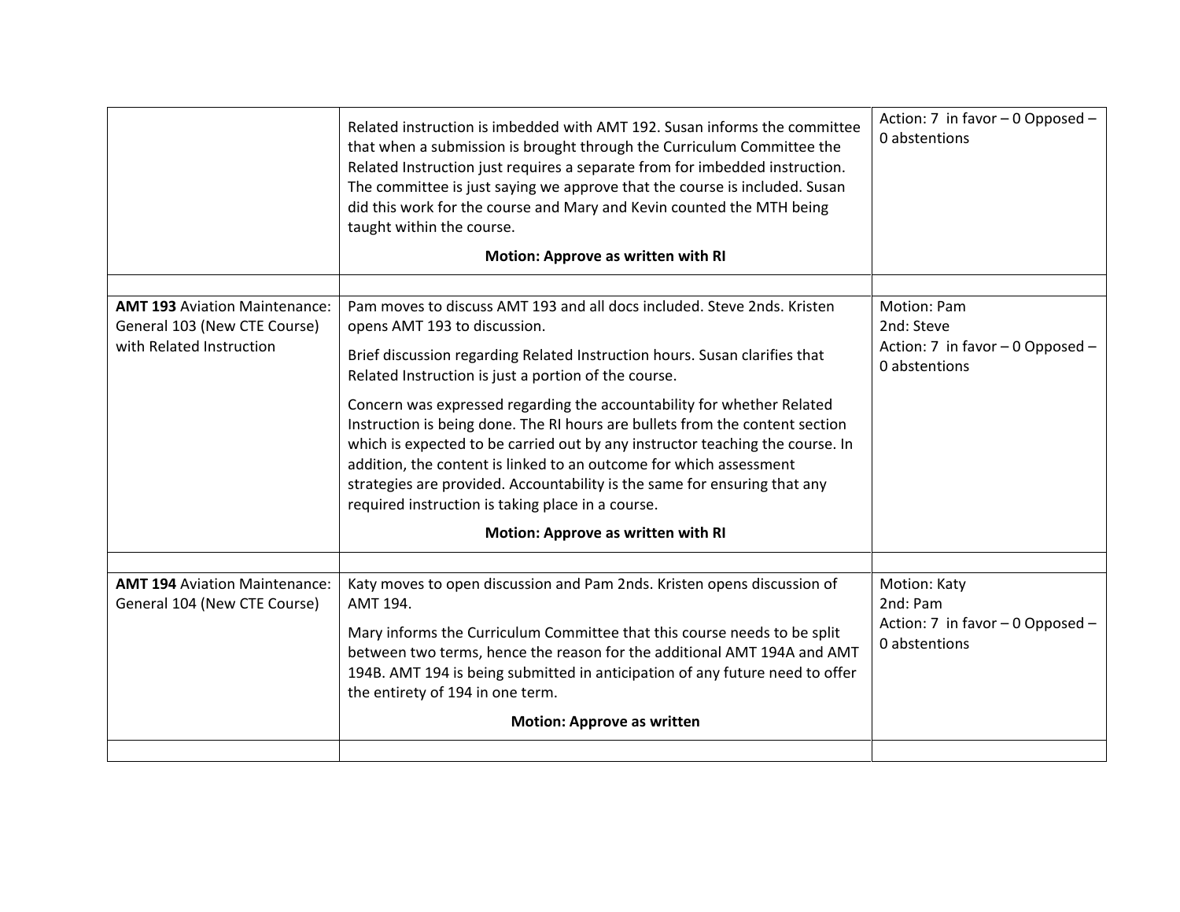| | | |
|---|---|---|
| | Related instruction is imbedded with AMT 192. Susan informs the committee that when a submission is brought through the Curriculum Committee the Related Instruction just requires a separate from for imbedded instruction. The committee is just saying we approve that the course is included. Susan did this work for the course and Mary and Kevin counted the MTH being taught within the course.<br><br>**Motion: Approve as written with RI** | Action: 7 in favor – 0 Opposed – 0 abstentions |
| | | |
| **AMT 193** Aviation Maintenance: General 103 (New CTE Course) with Related Instruction | Pam moves to discuss AMT 193 and all docs included. Steve 2nds. Kristen opens AMT 193 to discussion.<br><br>Brief discussion regarding Related Instruction hours. Susan clarifies that Related Instruction is just a portion of the course.<br><br>Concern was expressed regarding the accountability for whether Related Instruction is being done. The RI hours are bullets from the content section which is expected to be carried out by any instructor teaching the course. In addition, the content is linked to an outcome for which assessment strategies are provided. Accountability is the same for ensuring that any required instruction is taking place in a course.<br><br>**Motion: Approve as written with RI** | Motion: Pam<br>2nd: Steve<br>Action: 7 in favor – 0 Opposed – 0 abstentions |
| | | |
| **AMT 194** Aviation Maintenance: General 104 (New CTE Course) | Katy moves to open discussion and Pam 2nds. Kristen opens discussion of AMT 194.<br><br>Mary informs the Curriculum Committee that this course needs to be split between two terms, hence the reason for the additional AMT 194A and AMT 194B. AMT 194 is being submitted in anticipation of any future need to offer the entirety of 194 in one term.<br><br>**Motion: Approve as written** | Motion: Katy<br>2nd: Pam<br>Action: 7 in favor – 0 Opposed – 0 abstentions |
| | | |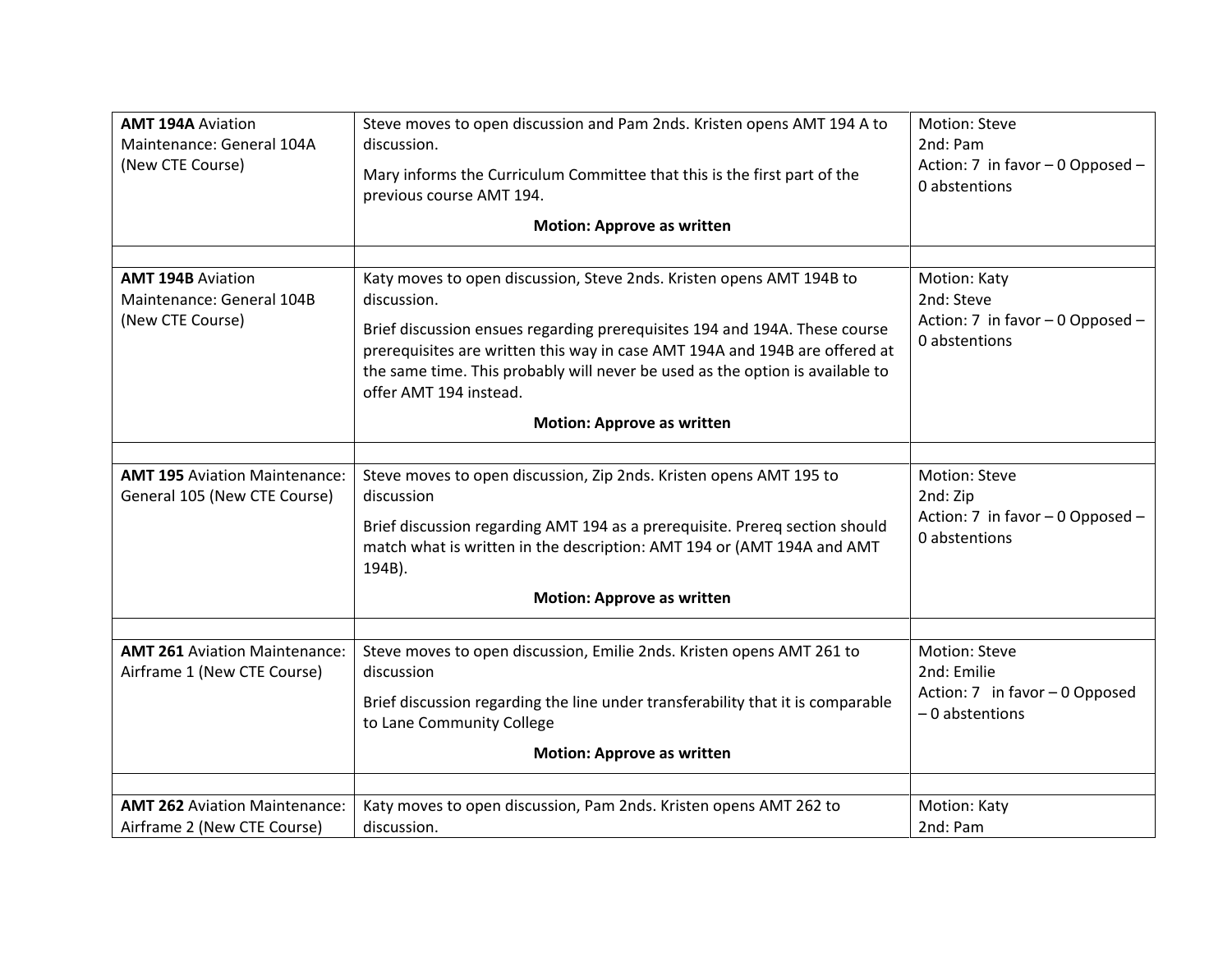| | | |
|---|---|---|
| **AMT 194A** Aviation Maintenance: General 104A (New CTE Course) | Steve moves to open discussion and Pam 2nds. Kristen opens AMT 194 A to discussion.<br><br>Mary informs the Curriculum Committee that this is the first part of the previous course AMT 194.<br><br>**Motion: Approve as written** | Motion: Steve<br>2nd: Pam<br>Action: 7 in favor – 0 Opposed – 0 abstentions |
| | | |
| **AMT 194B** Aviation Maintenance: General 104B (New CTE Course) | Katy moves to open discussion, Steve 2nds. Kristen opens AMT 194B to discussion.<br><br>Brief discussion ensues regarding prerequisites 194 and 194A. These course prerequisites are written this way in case AMT 194A and 194B are offered at the same time. This probably will never be used as the option is available to offer AMT 194 instead.<br><br>**Motion: Approve as written** | Motion: Katy<br>2nd: Steve<br>Action: 7 in favor – 0 Opposed – 0 abstentions |
| | | |
| **AMT 195** Aviation Maintenance: General 105 (New CTE Course) | Steve moves to open discussion, Zip 2nds. Kristen opens AMT 195 to discussion<br><br>Brief discussion regarding AMT 194 as a prerequisite. Prereq section should match what is written in the description: AMT 194 or (AMT 194A and AMT 194B).<br><br>**Motion: Approve as written** | Motion: Steve<br>2nd: Zip<br>Action: 7 in favor – 0 Opposed – 0 abstentions |
| | | |
| **AMT 261** Aviation Maintenance: Airframe 1 (New CTE Course) | Steve moves to open discussion, Emilie 2nds. Kristen opens AMT 261 to discussion<br><br>Brief discussion regarding the line under transferability that it is comparable to Lane Community College<br><br>**Motion: Approve as written** | Motion: Steve<br>2nd: Emilie<br>Action: 7 in favor – 0 Opposed – 0 abstentions |
| | | |
| **AMT 262** Aviation Maintenance: Airframe 2 (New CTE Course) | Katy moves to open discussion, Pam 2nds. Kristen opens AMT 262 to discussion. | Motion: Katy<br>2nd: Pam |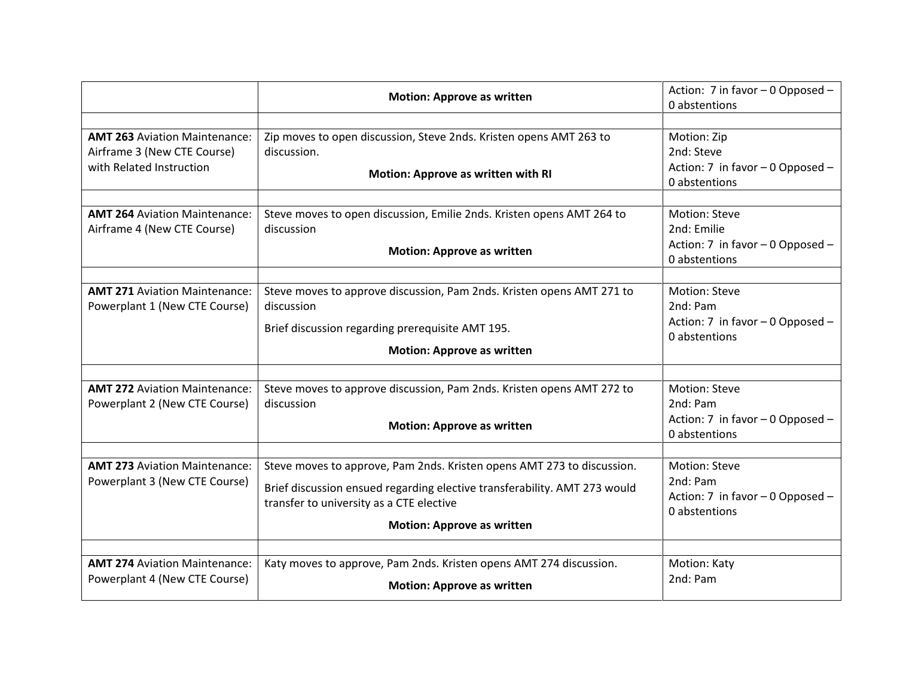| | | |
|---|---|---|
| | **Motion: Approve as written** | Action: 7 in favor – 0 Opposed – 0 abstentions |
| | | |
| **AMT 263** Aviation Maintenance: Airframe 3 (New CTE Course) with Related Instruction | Zip moves to open discussion, Steve 2nds. Kristen opens AMT 263 to discussion.<br>**Motion: Approve as written with RI** | Motion: Zip<br>2nd: Steve<br>Action: 7 in favor – 0 Opposed – 0 abstentions |
| | | |
| **AMT 264** Aviation Maintenance: Airframe 4 (New CTE Course) | Steve moves to open discussion, Emilie 2nds. Kristen opens AMT 264 to discussion<br>**Motion: Approve as written** | Motion: Steve<br>2nd: Emilie<br>Action: 7 in favor – 0 Opposed – 0 abstentions |
| | | |
| **AMT 271** Aviation Maintenance: Powerplant 1 (New CTE Course) | Steve moves to approve discussion, Pam 2nds. Kristen opens AMT 271 to discussion<br>Brief discussion regarding prerequisite AMT 195.<br>**Motion: Approve as written** | Motion: Steve<br>2nd: Pam<br>Action: 7 in favor – 0 Opposed – 0 abstentions |
| | | |
| **AMT 272** Aviation Maintenance: Powerplant 2 (New CTE Course) | Steve moves to approve discussion, Pam 2nds. Kristen opens AMT 272 to discussion<br>**Motion: Approve as written** | Motion: Steve<br>2nd: Pam<br>Action: 7 in favor – 0 Opposed – 0 abstentions |
| | | |
| **AMT 273** Aviation Maintenance: Powerplant 3 (New CTE Course) | Steve moves to approve, Pam 2nds. Kristen opens AMT 273 to discussion.<br>Brief discussion ensued regarding elective transferability. AMT 273 would transfer to university as a CTE elective<br>**Motion: Approve as written** | Motion: Steve<br>2nd: Pam<br>Action: 7 in favor – 0 Opposed – 0 abstentions |
| | | |
| **AMT 274** Aviation Maintenance: Powerplant 4 (New CTE Course) | Katy moves to approve, Pam 2nds. Kristen opens AMT 274 discussion.<br>**Motion: Approve as written** | Motion: Katy<br>2nd: Pam |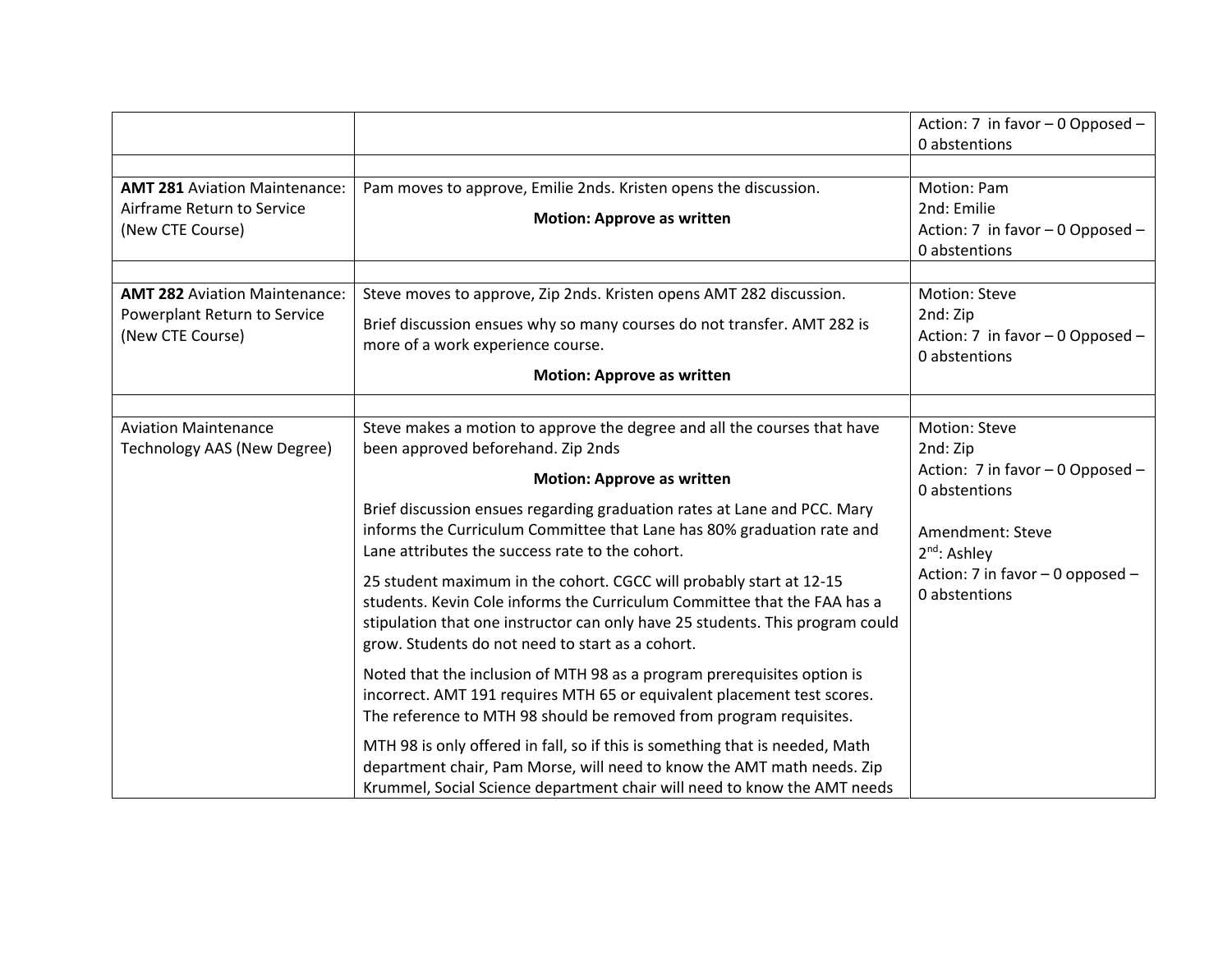| | | |
|---|---|---|
| | | Action: 7 in favor – 0 Opposed – 0 abstentions |
| | | |
| **AMT 281** Aviation Maintenance: Airframe Return to Service (New CTE Course) | Pam moves to approve, Emilie 2nds. Kristen opens the discussion.<br><br>**Motion: Approve as written** | Motion: Pam<br>2nd: Emilie<br>Action: 7 in favor – 0 Opposed – 0 abstentions |
| | | |
| **AMT 282** Aviation Maintenance: Powerplant Return to Service (New CTE Course) | Steve moves to approve, Zip 2nds. Kristen opens AMT 282 discussion.<br><br>Brief discussion ensues why so many courses do not transfer. AMT 282 is more of a work experience course.<br><br>**Motion: Approve as written** | Motion: Steve<br>2nd: Zip<br>Action: 7 in favor – 0 Opposed – 0 abstentions |
| | | |
| Aviation Maintenance Technology AAS (New Degree) | Steve makes a motion to approve the degree and all the courses that have been approved beforehand. Zip 2nds<br><br>**Motion: Approve as written**<br><br>Brief discussion ensues regarding graduation rates at Lane and PCC. Mary informs the Curriculum Committee that Lane has 80% graduation rate and Lane attributes the success rate to the cohort.<br><br>25 student maximum in the cohort. CGCC will probably start at 12-15 students. Kevin Cole informs the Curriculum Committee that the FAA has a stipulation that one instructor can only have 25 students. This program could grow. Students do not need to start as a cohort.<br><br>Noted that the inclusion of MTH 98 as a program prerequisites option is incorrect. AMT 191 requires MTH 65 or equivalent placement test scores. The reference to MTH 98 should be removed from program requisites.<br><br>MTH 98 is only offered in fall, so if this is something that is needed, Math department chair, Pam Morse, will need to know the AMT math needs. Zip Krummel, Social Science department chair will need to know the AMT needs | Motion: Steve<br>2nd: Zip<br>Action: 7 in favor – 0 Opposed – 0 abstentions<br><br>Amendment: Steve<br>2nd: Ashley<br>Action: 7 in favor – 0 opposed – 0 abstentions |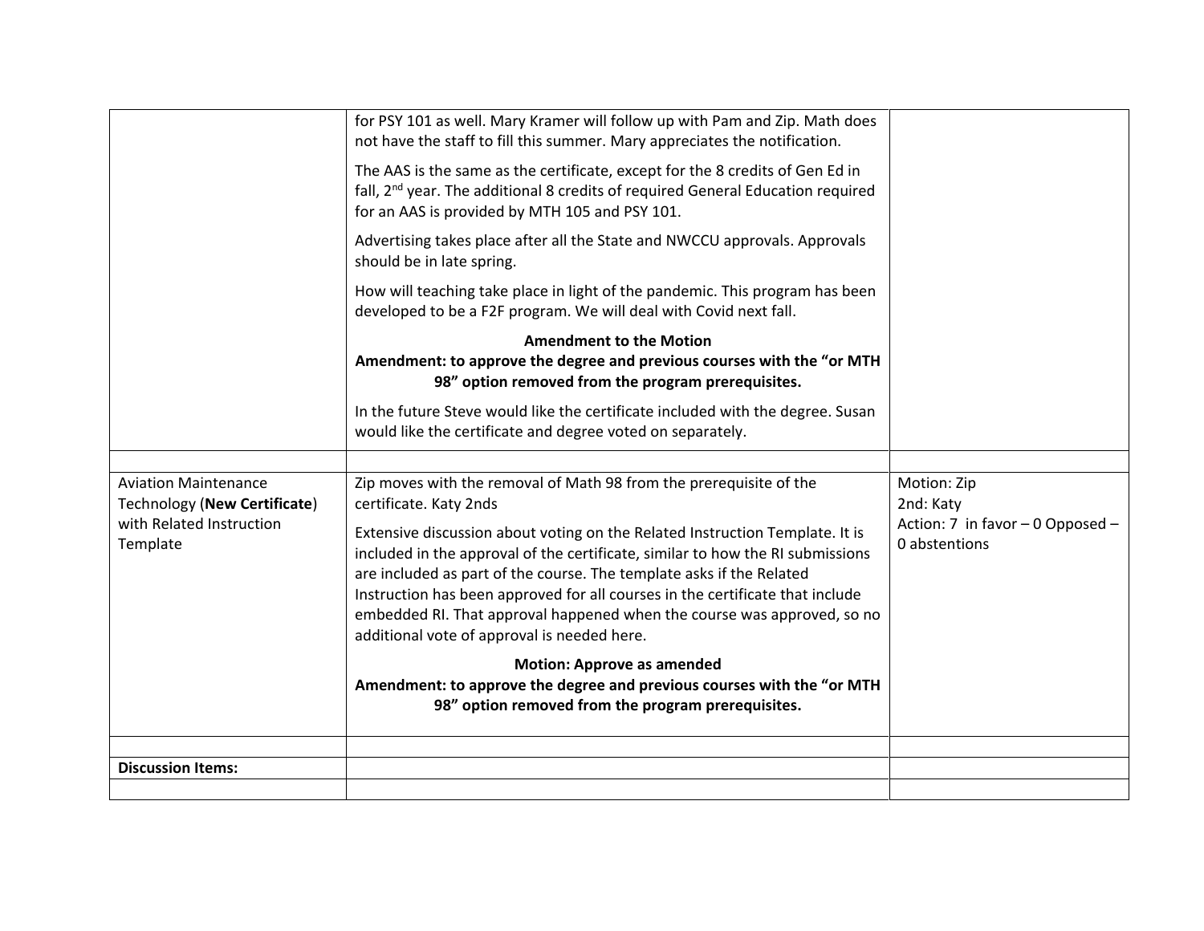| | | |
|---|---|---|
| | for PSY 101 as well. Mary Kramer will follow up with Pam and Zip. Math does not have the staff to fill this summer. Mary appreciates the notification.<br><br>The AAS is the same as the certificate, except for the 8 credits of Gen Ed in fall, 2nd year. The additional 8 credits of required General Education required for an AAS is provided by MTH 105 and PSY 101.<br><br>Advertising takes place after all the State and NWCCU approvals. Approvals should be in late spring.<br><br>How will teaching take place in light of the pandemic. This program has been developed to be a F2F program. We will deal with Covid next fall.<br><br>**Amendment to the Motion**<br>**Amendment: to approve the degree and previous courses with the "or MTH 98" option removed from the program prerequisites.**<br><br>In the future Steve would like the certificate included with the degree. Susan would like the certificate and degree voted on separately. | |
| | | |
| Aviation Maintenance Technology (**New Certificate**) with Related Instruction Template | Zip moves with the removal of Math 98 from the prerequisite of the certificate. Katy 2nds<br><br>Extensive discussion about voting on the Related Instruction Template. It is included in the approval of the certificate, similar to how the RI submissions are included as part of the course. The template asks if the Related Instruction has been approved for all courses in the certificate that include embedded RI. That approval happened when the course was approved, so no additional vote of approval is needed here.<br><br>**Motion: Approve as amended**<br>**Amendment: to approve the degree and previous courses with the "or MTH 98" option removed from the program prerequisites.** | Motion: Zip<br>2nd: Katy<br>Action: 7 in favor – 0 Opposed – 0 abstentions |
| | | |
| **Discussion Items:** | | |
| | | |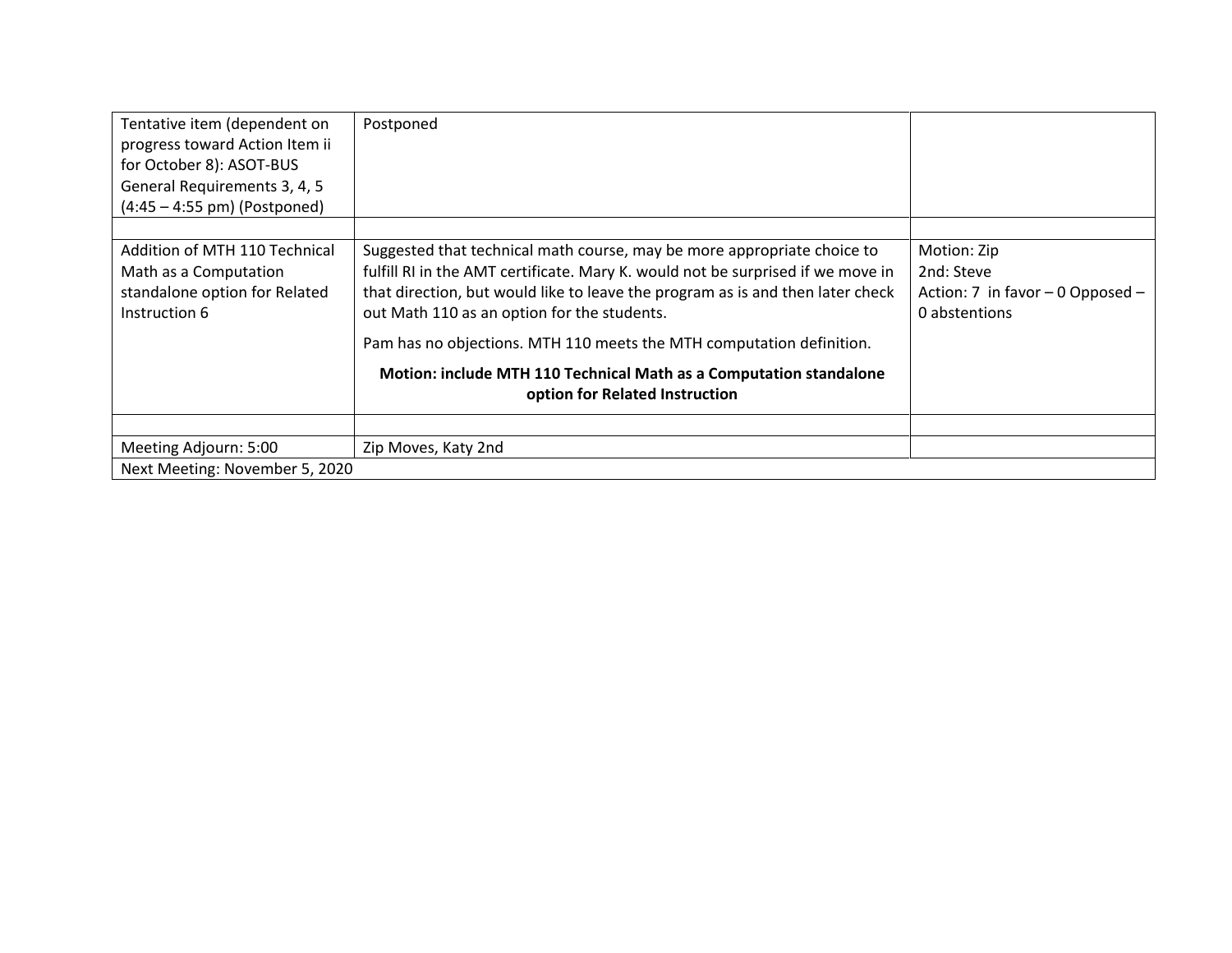| | | |
|---|---|---|
| Tentative item (dependent on progress toward Action Item ii for October 8): ASOT-BUS General Requirements 3, 4, 5 (4:45 – 4:55 pm) (Postponed) | Postponed | |
| | | |
| Addition of MTH 110 Technical Math as a Computation standalone option for Related Instruction 6 | Suggested that technical math course, may be more appropriate choice to fulfill RI in the AMT certificate. Mary K. would not be surprised if we move in that direction, but would like to leave the program as is and then later check out Math 110 as an option for the students.<br><br>Pam has no objections. MTH 110 meets the MTH computation definition.<br><br>**Motion: include MTH 110 Technical Math as a Computation standalone option for Related Instruction** | Motion: Zip<br>2nd: Steve<br>Action: 7 in favor – 0 Opposed – 0 abstentions |
| | | |
| Meeting Adjourn: 5:00 | Zip Moves, Katy 2nd | |
| Next Meeting: November 5, 2020 | | |